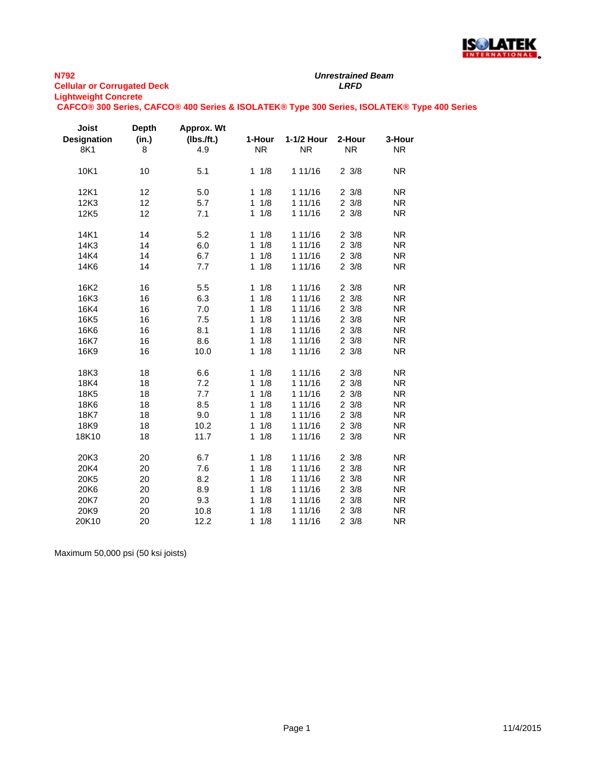**N792**
**Cellular or Corrugated Deck**
**Lightweight Concrete**

***Unrestrained Beam***
***LRFD***

**CAFCO® 300 Series, CAFCO® 400 Series & ISOLATEK® Type 300 Series, ISOLATEK® Type 400 Series**

| Joist Designation | Depth (in.) | Approx. Wt (lbs./ft.) | 1-Hour | 1-1/2 Hour | 2-Hour | 3-Hour |
|---|---|---|---|---|---|---|
| 8K1 | 8 | 4.9 | NR | NR | NR | NR |
| 10K1 | 10 | 5.1 | 1 1/8 | 1 11/16 | 2 3/8 | NR |
| 12K1 | 12 | 5.0 | 1 1/8 | 1 11/16 | 2 3/8 | NR |
| 12K3 | 12 | 5.7 | 1 1/8 | 1 11/16 | 2 3/8 | NR |
| 12K5 | 12 | 7.1 | 1 1/8 | 1 11/16 | 2 3/8 | NR |
| 14K1 | 14 | 5.2 | 1 1/8 | 1 11/16 | 2 3/8 | NR |
| 14K3 | 14 | 6.0 | 1 1/8 | 1 11/16 | 2 3/8 | NR |
| 14K4 | 14 | 6.7 | 1 1/8 | 1 11/16 | 2 3/8 | NR |
| 14K6 | 14 | 7.7 | 1 1/8 | 1 11/16 | 2 3/8 | NR |
| 16K2 | 16 | 5.5 | 1 1/8 | 1 11/16 | 2 3/8 | NR |
| 16K3 | 16 | 6.3 | 1 1/8 | 1 11/16 | 2 3/8 | NR |
| 16K4 | 16 | 7.0 | 1 1/8 | 1 11/16 | 2 3/8 | NR |
| 16K5 | 16 | 7.5 | 1 1/8 | 1 11/16 | 2 3/8 | NR |
| 16K6 | 16 | 8.1 | 1 1/8 | 1 11/16 | 2 3/8 | NR |
| 16K7 | 16 | 8.6 | 1 1/8 | 1 11/16 | 2 3/8 | NR |
| 16K9 | 16 | 10.0 | 1 1/8 | 1 11/16 | 2 3/8 | NR |
| 18K3 | 18 | 6.6 | 1 1/8 | 1 11/16 | 2 3/8 | NR |
| 18K4 | 18 | 7.2 | 1 1/8 | 1 11/16 | 2 3/8 | NR |
| 18K5 | 18 | 7.7 | 1 1/8 | 1 11/16 | 2 3/8 | NR |
| 18K6 | 18 | 8.5 | 1 1/8 | 1 11/16 | 2 3/8 | NR |
| 18K7 | 18 | 9.0 | 1 1/8 | 1 11/16 | 2 3/8 | NR |
| 18K9 | 18 | 10.2 | 1 1/8 | 1 11/16 | 2 3/8 | NR |
| 18K10 | 18 | 11.7 | 1 1/8 | 1 11/16 | 2 3/8 | NR |
| 20K3 | 20 | 6.7 | 1 1/8 | 1 11/16 | 2 3/8 | NR |
| 20K4 | 20 | 7.6 | 1 1/8 | 1 11/16 | 2 3/8 | NR |
| 20K5 | 20 | 8.2 | 1 1/8 | 1 11/16 | 2 3/8 | NR |
| 20K6 | 20 | 8.9 | 1 1/8 | 1 11/16 | 2 3/8 | NR |
| 20K7 | 20 | 9.3 | 1 1/8 | 1 11/16 | 2 3/8 | NR |
| 20K9 | 20 | 10.8 | 1 1/8 | 1 11/16 | 2 3/8 | NR |
| 20K10 | 20 | 12.2 | 1 1/8 | 1 11/16 | 2 3/8 | NR |

Maximum 50,000 psi (50 ksi joists)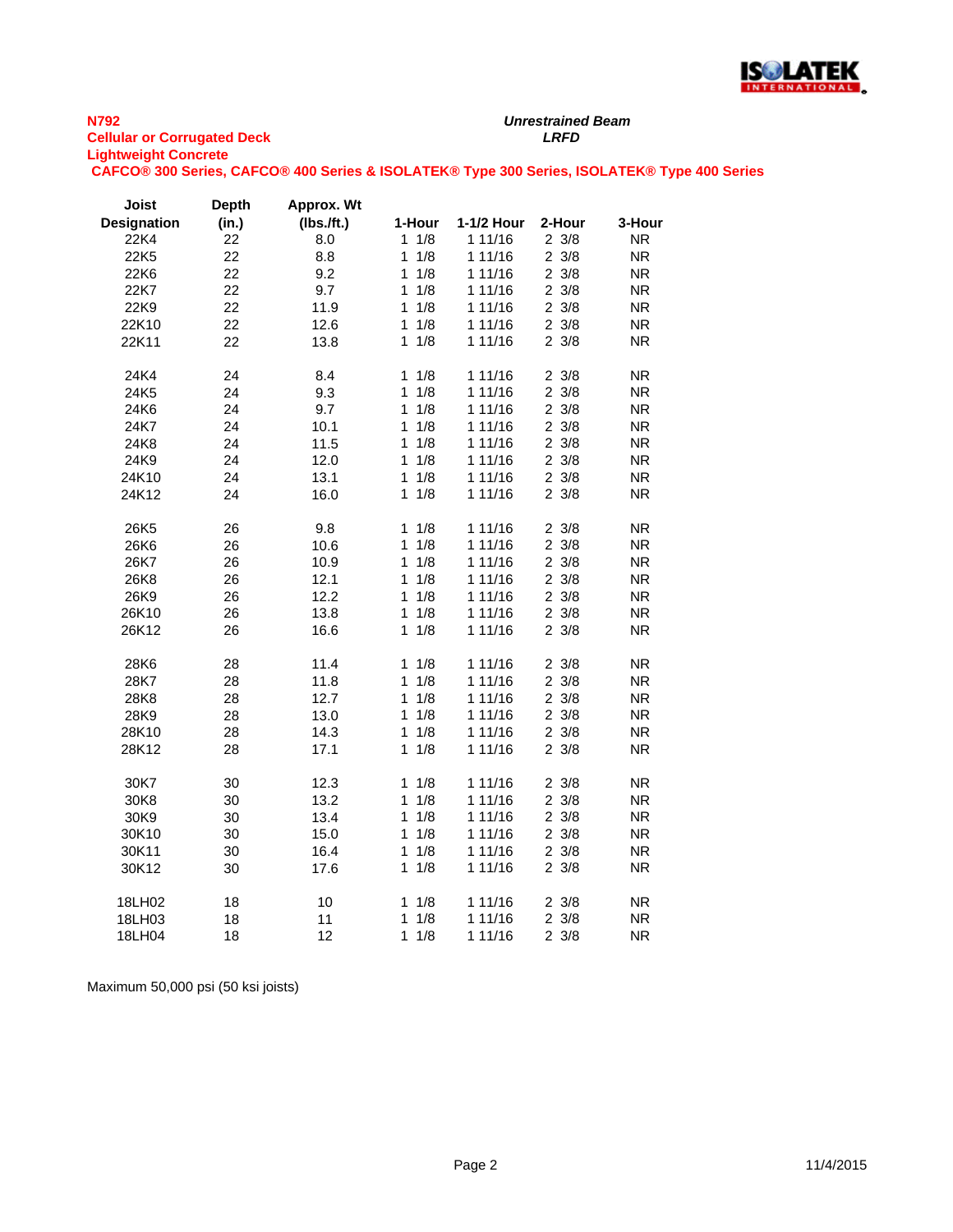**N792**
**Cellular or Corrugated Deck**
**Lightweight Concrete**

***Unrestrained Beam***
***LRFD***

**CAFCO® 300 Series, CAFCO® 400 Series & ISOLATEK® Type 300 Series, ISOLATEK® Type 400 Series**

| Joist Designation | Depth (in.) | Approx. Wt (lbs./ft.) | 1-Hour | 1-1/2 Hour | 2-Hour | 3-Hour |
|---|---|---|---|---|---|---|
| 22K4 | 22 | 8.0 | 1 1/8 | 1 11/16 | 2 3/8 | NR |
| 22K5 | 22 | 8.8 | 1 1/8 | 1 11/16 | 2 3/8 | NR |
| 22K6 | 22 | 9.2 | 1 1/8 | 1 11/16 | 2 3/8 | NR |
| 22K7 | 22 | 9.7 | 1 1/8 | 1 11/16 | 2 3/8 | NR |
| 22K9 | 22 | 11.9 | 1 1/8 | 1 11/16 | 2 3/8 | NR |
| 22K10 | 22 | 12.6 | 1 1/8 | 1 11/16 | 2 3/8 | NR |
| 22K11 | 22 | 13.8 | 1 1/8 | 1 11/16 | 2 3/8 | NR |
| 24K4 | 24 | 8.4 | 1 1/8 | 1 11/16 | 2 3/8 | NR |
| 24K5 | 24 | 9.3 | 1 1/8 | 1 11/16 | 2 3/8 | NR |
| 24K6 | 24 | 9.7 | 1 1/8 | 1 11/16 | 2 3/8 | NR |
| 24K7 | 24 | 10.1 | 1 1/8 | 1 11/16 | 2 3/8 | NR |
| 24K8 | 24 | 11.5 | 1 1/8 | 1 11/16 | 2 3/8 | NR |
| 24K9 | 24 | 12.0 | 1 1/8 | 1 11/16 | 2 3/8 | NR |
| 24K10 | 24 | 13.1 | 1 1/8 | 1 11/16 | 2 3/8 | NR |
| 24K12 | 24 | 16.0 | 1 1/8 | 1 11/16 | 2 3/8 | NR |
| 26K5 | 26 | 9.8 | 1 1/8 | 1 11/16 | 2 3/8 | NR |
| 26K6 | 26 | 10.6 | 1 1/8 | 1 11/16 | 2 3/8 | NR |
| 26K7 | 26 | 10.9 | 1 1/8 | 1 11/16 | 2 3/8 | NR |
| 26K8 | 26 | 12.1 | 1 1/8 | 1 11/16 | 2 3/8 | NR |
| 26K9 | 26 | 12.2 | 1 1/8 | 1 11/16 | 2 3/8 | NR |
| 26K10 | 26 | 13.8 | 1 1/8 | 1 11/16 | 2 3/8 | NR |
| 26K12 | 26 | 16.6 | 1 1/8 | 1 11/16 | 2 3/8 | NR |
| 28K6 | 28 | 11.4 | 1 1/8 | 1 11/16 | 2 3/8 | NR |
| 28K7 | 28 | 11.8 | 1 1/8 | 1 11/16 | 2 3/8 | NR |
| 28K8 | 28 | 12.7 | 1 1/8 | 1 11/16 | 2 3/8 | NR |
| 28K9 | 28 | 13.0 | 1 1/8 | 1 11/16 | 2 3/8 | NR |
| 28K10 | 28 | 14.3 | 1 1/8 | 1 11/16 | 2 3/8 | NR |
| 28K12 | 28 | 17.1 | 1 1/8 | 1 11/16 | 2 3/8 | NR |
| 30K7 | 30 | 12.3 | 1 1/8 | 1 11/16 | 2 3/8 | NR |
| 30K8 | 30 | 13.2 | 1 1/8 | 1 11/16 | 2 3/8 | NR |
| 30K9 | 30 | 13.4 | 1 1/8 | 1 11/16 | 2 3/8 | NR |
| 30K10 | 30 | 15.0 | 1 1/8 | 1 11/16 | 2 3/8 | NR |
| 30K11 | 30 | 16.4 | 1 1/8 | 1 11/16 | 2 3/8 | NR |
| 30K12 | 30 | 17.6 | 1 1/8 | 1 11/16 | 2 3/8 | NR |
| 18LH02 | 18 | 10 | 1 1/8 | 1 11/16 | 2 3/8 | NR |
| 18LH03 | 18 | 11 | 1 1/8 | 1 11/16 | 2 3/8 | NR |
| 18LH04 | 18 | 12 | 1 1/8 | 1 11/16 | 2 3/8 | NR |

Maximum 50,000 psi (50 ksi joists)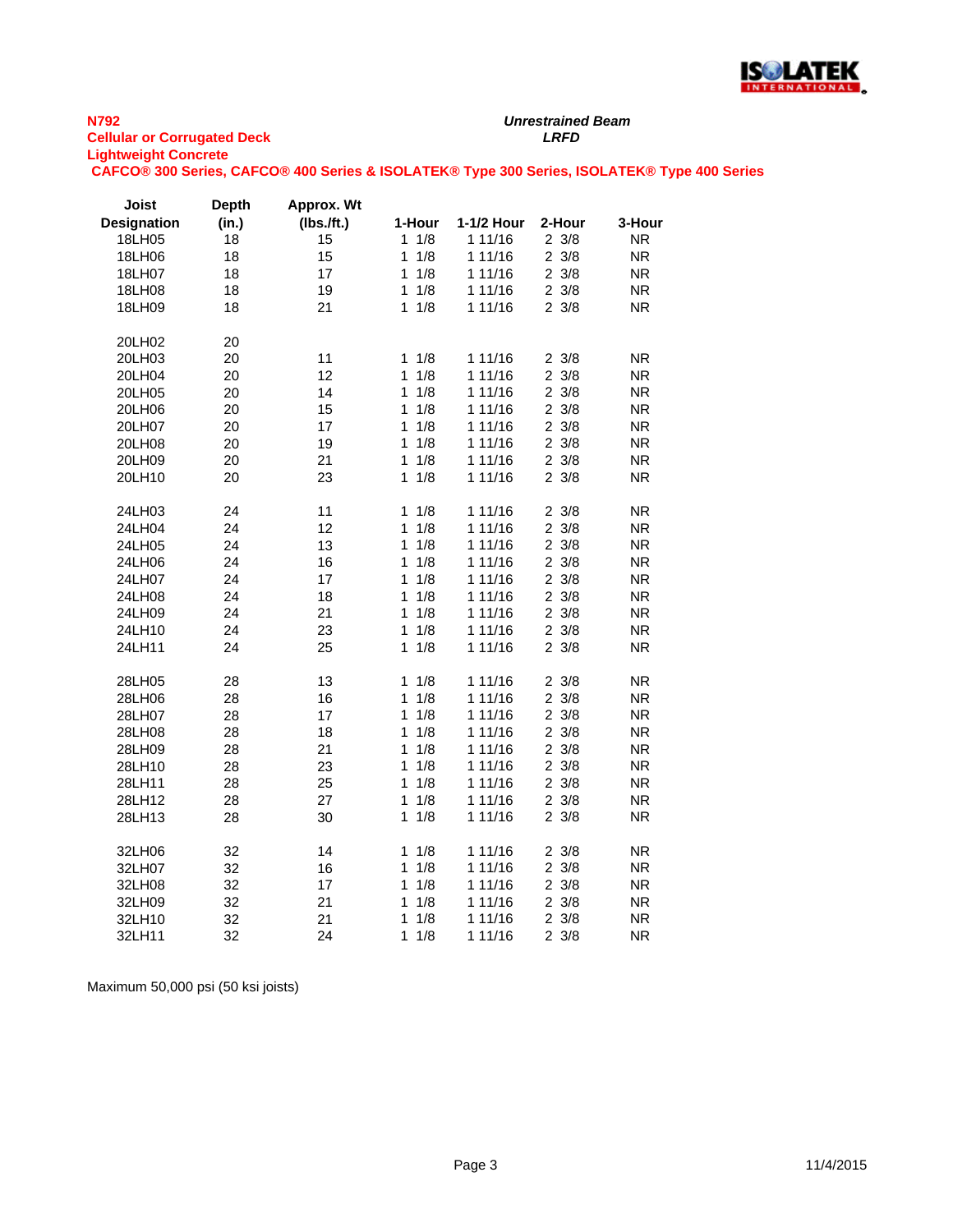**N792**
**Cellular or Corrugated Deck**
**Lightweight Concrete**
**CAFCO® 300 Series, CAFCO® 400 Series & ISOLATEK® Type 300 Series, ISOLATEK® Type 400 Series**

***Unrestrained Beam***
***LRFD***

| Joist Designation | Depth (in.) | Approx. Wt (lbs./ft.) | 1-Hour | 1-1/2 Hour | 2-Hour | 3-Hour |
|---|---|---|---|---|---|---|
| 18LH05 | 18 | 15 | 1 1/8 | 1 11/16 | 2 3/8 | NR |
| 18LH06 | 18 | 15 | 1 1/8 | 1 11/16 | 2 3/8 | NR |
| 18LH07 | 18 | 17 | 1 1/8 | 1 11/16 | 2 3/8 | NR |
| 18LH08 | 18 | 19 | 1 1/8 | 1 11/16 | 2 3/8 | NR |
| 18LH09 | 18 | 21 | 1 1/8 | 1 11/16 | 2 3/8 | NR |
| | | | | | | |
| 20LH02 | 20 | | | | | |
| 20LH03 | 20 | 11 | 1 1/8 | 1 11/16 | 2 3/8 | NR |
| 20LH04 | 20 | 12 | 1 1/8 | 1 11/16 | 2 3/8 | NR |
| 20LH05 | 20 | 14 | 1 1/8 | 1 11/16 | 2 3/8 | NR |
| 20LH06 | 20 | 15 | 1 1/8 | 1 11/16 | 2 3/8 | NR |
| 20LH07 | 20 | 17 | 1 1/8 | 1 11/16 | 2 3/8 | NR |
| 20LH08 | 20 | 19 | 1 1/8 | 1 11/16 | 2 3/8 | NR |
| 20LH09 | 20 | 21 | 1 1/8 | 1 11/16 | 2 3/8 | NR |
| 20LH10 | 20 | 23 | 1 1/8 | 1 11/16 | 2 3/8 | NR |
| | | | | | | |
| 24LH03 | 24 | 11 | 1 1/8 | 1 11/16 | 2 3/8 | NR |
| 24LH04 | 24 | 12 | 1 1/8 | 1 11/16 | 2 3/8 | NR |
| 24LH05 | 24 | 13 | 1 1/8 | 1 11/16 | 2 3/8 | NR |
| 24LH06 | 24 | 16 | 1 1/8 | 1 11/16 | 2 3/8 | NR |
| 24LH07 | 24 | 17 | 1 1/8 | 1 11/16 | 2 3/8 | NR |
| 24LH08 | 24 | 18 | 1 1/8 | 1 11/16 | 2 3/8 | NR |
| 24LH09 | 24 | 21 | 1 1/8 | 1 11/16 | 2 3/8 | NR |
| 24LH10 | 24 | 23 | 1 1/8 | 1 11/16 | 2 3/8 | NR |
| 24LH11 | 24 | 25 | 1 1/8 | 1 11/16 | 2 3/8 | NR |
| | | | | | | |
| 28LH05 | 28 | 13 | 1 1/8 | 1 11/16 | 2 3/8 | NR |
| 28LH06 | 28 | 16 | 1 1/8 | 1 11/16 | 2 3/8 | NR |
| 28LH07 | 28 | 17 | 1 1/8 | 1 11/16 | 2 3/8 | NR |
| 28LH08 | 28 | 18 | 1 1/8 | 1 11/16 | 2 3/8 | NR |
| 28LH09 | 28 | 21 | 1 1/8 | 1 11/16 | 2 3/8 | NR |
| 28LH10 | 28 | 23 | 1 1/8 | 1 11/16 | 2 3/8 | NR |
| 28LH11 | 28 | 25 | 1 1/8 | 1 11/16 | 2 3/8 | NR |
| 28LH12 | 28 | 27 | 1 1/8 | 1 11/16 | 2 3/8 | NR |
| 28LH13 | 28 | 30 | 1 1/8 | 1 11/16 | 2 3/8 | NR |
| | | | | | | |
| 32LH06 | 32 | 14 | 1 1/8 | 1 11/16 | 2 3/8 | NR |
| 32LH07 | 32 | 16 | 1 1/8 | 1 11/16 | 2 3/8 | NR |
| 32LH08 | 32 | 17 | 1 1/8 | 1 11/16 | 2 3/8 | NR |
| 32LH09 | 32 | 21 | 1 1/8 | 1 11/16 | 2 3/8 | NR |
| 32LH10 | 32 | 21 | 1 1/8 | 1 11/16 | 2 3/8 | NR |
| 32LH11 | 32 | 24 | 1 1/8 | 1 11/16 | 2 3/8 | NR |

Maximum 50,000 psi (50 ksi joists)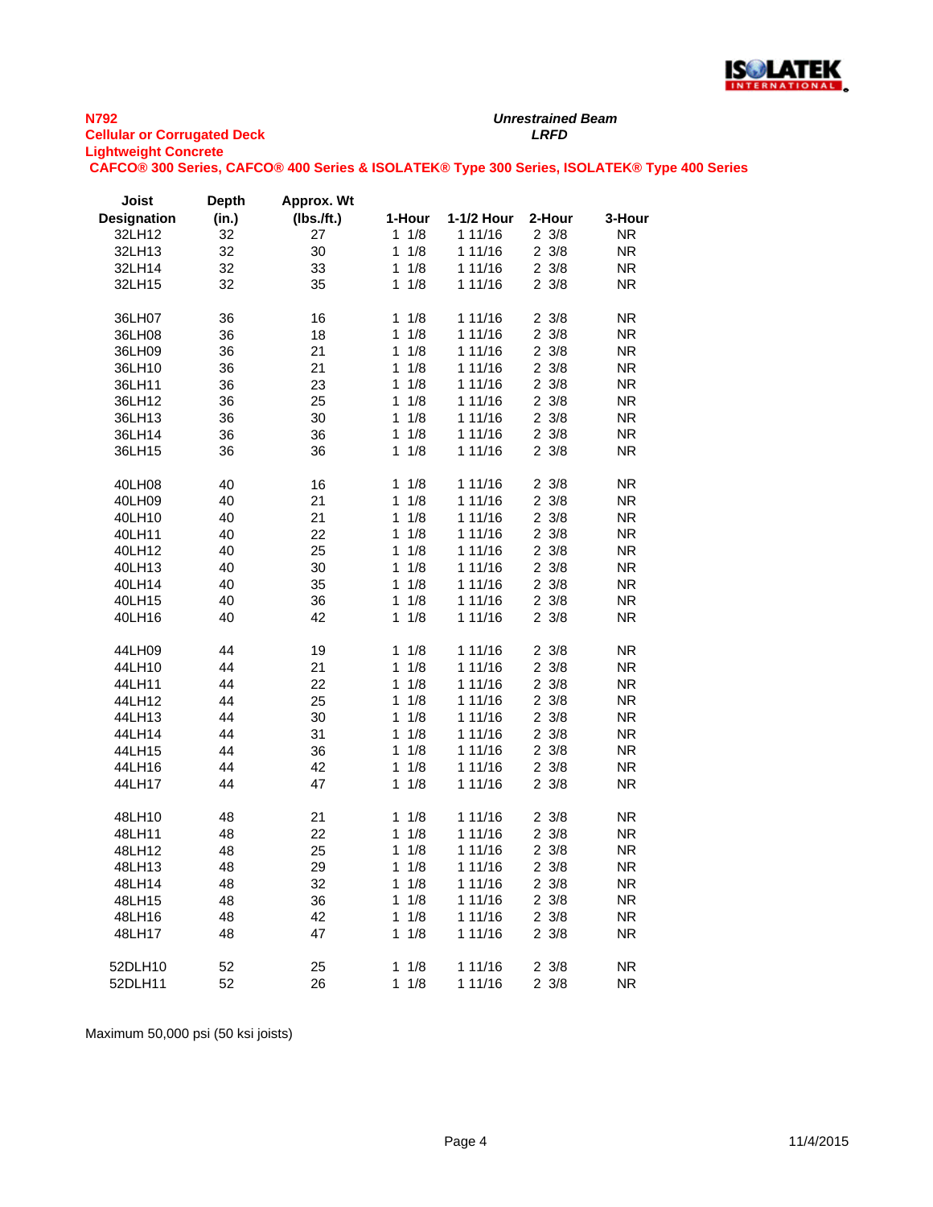**N792**
**Cellular or Corrugated Deck**
**Lightweight Concrete**

***Unrestrained Beam***
***LRFD***

**CAFCO® 300 Series, CAFCO® 400 Series & ISOLATEK® Type 300 Series, ISOLATEK® Type 400 Series**

| Joist Designation | Depth (in.) | Approx. Wt (lbs./ft.) | 1-Hour | 1-1/2 Hour | 2-Hour | 3-Hour |
|---|---|---|---|---|---|---|
| 32LH12 | 32 | 27 | 1 1/8 | 1 11/16 | 2 3/8 | NR |
| 32LH13 | 32 | 30 | 1 1/8 | 1 11/16 | 2 3/8 | NR |
| 32LH14 | 32 | 33 | 1 1/8 | 1 11/16 | 2 3/8 | NR |
| 32LH15 | 32 | 35 | 1 1/8 | 1 11/16 | 2 3/8 | NR |
| | | | | | | |
| 36LH07 | 36 | 16 | 1 1/8 | 1 11/16 | 2 3/8 | NR |
| 36LH08 | 36 | 18 | 1 1/8 | 1 11/16 | 2 3/8 | NR |
| 36LH09 | 36 | 21 | 1 1/8 | 1 11/16 | 2 3/8 | NR |
| 36LH10 | 36 | 21 | 1 1/8 | 1 11/16 | 2 3/8 | NR |
| 36LH11 | 36 | 23 | 1 1/8 | 1 11/16 | 2 3/8 | NR |
| 36LH12 | 36 | 25 | 1 1/8 | 1 11/16 | 2 3/8 | NR |
| 36LH13 | 36 | 30 | 1 1/8 | 1 11/16 | 2 3/8 | NR |
| 36LH14 | 36 | 36 | 1 1/8 | 1 11/16 | 2 3/8 | NR |
| 36LH15 | 36 | 36 | 1 1/8 | 1 11/16 | 2 3/8 | NR |
| | | | | | | |
| 40LH08 | 40 | 16 | 1 1/8 | 1 11/16 | 2 3/8 | NR |
| 40LH09 | 40 | 21 | 1 1/8 | 1 11/16 | 2 3/8 | NR |
| 40LH10 | 40 | 21 | 1 1/8 | 1 11/16 | 2 3/8 | NR |
| 40LH11 | 40 | 22 | 1 1/8 | 1 11/16 | 2 3/8 | NR |
| 40LH12 | 40 | 25 | 1 1/8 | 1 11/16 | 2 3/8 | NR |
| 40LH13 | 40 | 30 | 1 1/8 | 1 11/16 | 2 3/8 | NR |
| 40LH14 | 40 | 35 | 1 1/8 | 1 11/16 | 2 3/8 | NR |
| 40LH15 | 40 | 36 | 1 1/8 | 1 11/16 | 2 3/8 | NR |
| 40LH16 | 40 | 42 | 1 1/8 | 1 11/16 | 2 3/8 | NR |
| | | | | | | |
| 44LH09 | 44 | 19 | 1 1/8 | 1 11/16 | 2 3/8 | NR |
| 44LH10 | 44 | 21 | 1 1/8 | 1 11/16 | 2 3/8 | NR |
| 44LH11 | 44 | 22 | 1 1/8 | 1 11/16 | 2 3/8 | NR |
| 44LH12 | 44 | 25 | 1 1/8 | 1 11/16 | 2 3/8 | NR |
| 44LH13 | 44 | 30 | 1 1/8 | 1 11/16 | 2 3/8 | NR |
| 44LH14 | 44 | 31 | 1 1/8 | 1 11/16 | 2 3/8 | NR |
| 44LH15 | 44 | 36 | 1 1/8 | 1 11/16 | 2 3/8 | NR |
| 44LH16 | 44 | 42 | 1 1/8 | 1 11/16 | 2 3/8 | NR |
| 44LH17 | 44 | 47 | 1 1/8 | 1 11/16 | 2 3/8 | NR |
| | | | | | | |
| 48LH10 | 48 | 21 | 1 1/8 | 1 11/16 | 2 3/8 | NR |
| 48LH11 | 48 | 22 | 1 1/8 | 1 11/16 | 2 3/8 | NR |
| 48LH12 | 48 | 25 | 1 1/8 | 1 11/16 | 2 3/8 | NR |
| 48LH13 | 48 | 29 | 1 1/8 | 1 11/16 | 2 3/8 | NR |
| 48LH14 | 48 | 32 | 1 1/8 | 1 11/16 | 2 3/8 | NR |
| 48LH15 | 48 | 36 | 1 1/8 | 1 11/16 | 2 3/8 | NR |
| 48LH16 | 48 | 42 | 1 1/8 | 1 11/16 | 2 3/8 | NR |
| 48LH17 | 48 | 47 | 1 1/8 | 1 11/16 | 2 3/8 | NR |
| | | | | | | |
| 52DLH10 | 52 | 25 | 1 1/8 | 1 11/16 | 2 3/8 | NR |
| 52DLH11 | 52 | 26 | 1 1/8 | 1 11/16 | 2 3/8 | NR |

Maximum 50,000 psi (50 ksi joists)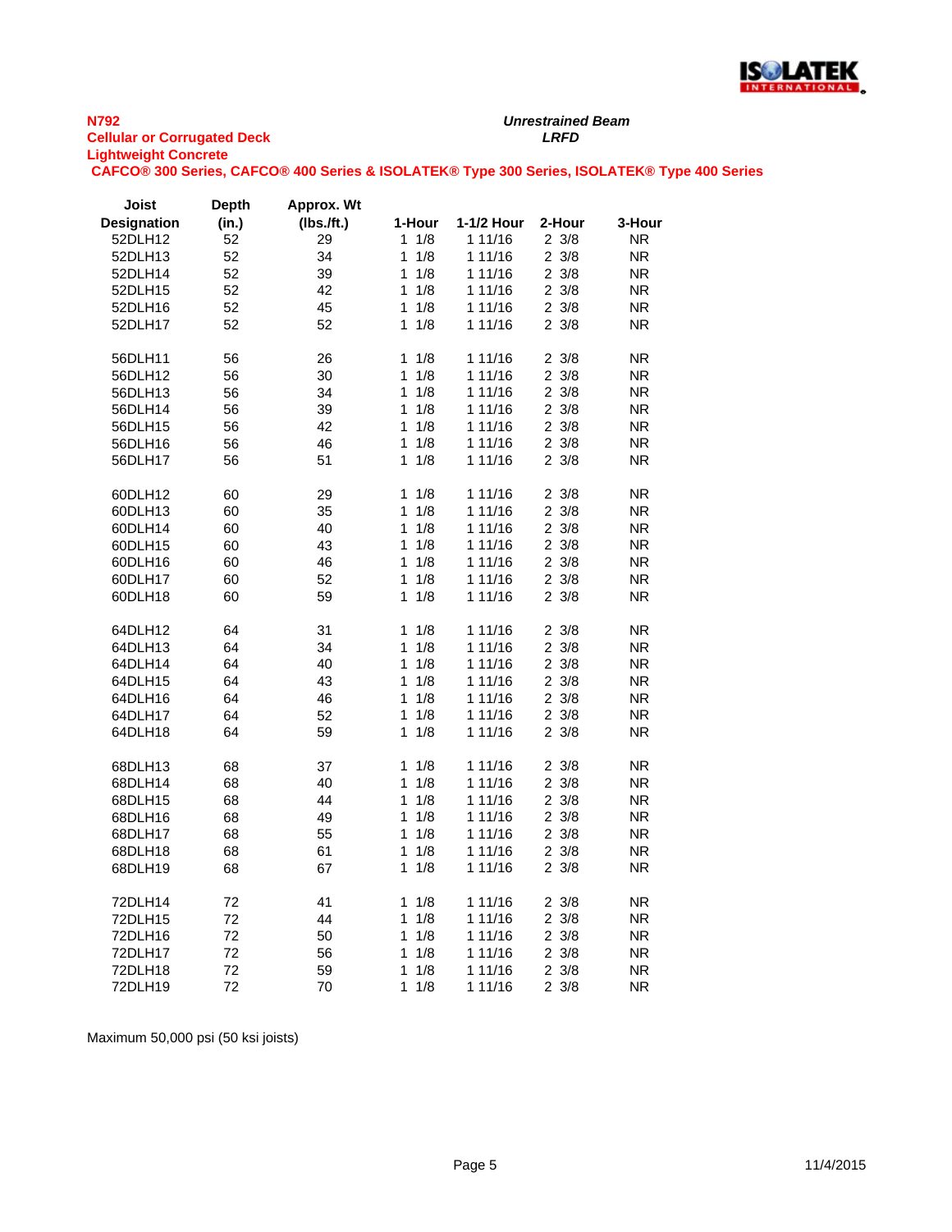**N792**
**Cellular or Corrugated Deck**
**Lightweight Concrete**

***Unrestrained Beam***
***LRFD***

**CAFCO® 300 Series, CAFCO® 400 Series & ISOLATEK® Type 300 Series, ISOLATEK® Type 400 Series**

| Joist Designation | Depth (in.) | Approx. Wt (lbs./ft.) | 1-Hour | 1-1/2 Hour | 2-Hour | 3-Hour |
|---|---|---|---|---|---|---|
| 52DLH12 | 52 | 29 | 1 1/8 | 1 11/16 | 2 3/8 | NR |
| 52DLH13 | 52 | 34 | 1 1/8 | 1 11/16 | 2 3/8 | NR |
| 52DLH14 | 52 | 39 | 1 1/8 | 1 11/16 | 2 3/8 | NR |
| 52DLH15 | 52 | 42 | 1 1/8 | 1 11/16 | 2 3/8 | NR |
| 52DLH16 | 52 | 45 | 1 1/8 | 1 11/16 | 2 3/8 | NR |
| 52DLH17 | 52 | 52 | 1 1/8 | 1 11/16 | 2 3/8 | NR |
| | | | | | | |
| 56DLH11 | 56 | 26 | 1 1/8 | 1 11/16 | 2 3/8 | NR |
| 56DLH12 | 56 | 30 | 1 1/8 | 1 11/16 | 2 3/8 | NR |
| 56DLH13 | 56 | 34 | 1 1/8 | 1 11/16 | 2 3/8 | NR |
| 56DLH14 | 56 | 39 | 1 1/8 | 1 11/16 | 2 3/8 | NR |
| 56DLH15 | 56 | 42 | 1 1/8 | 1 11/16 | 2 3/8 | NR |
| 56DLH16 | 56 | 46 | 1 1/8 | 1 11/16 | 2 3/8 | NR |
| 56DLH17 | 56 | 51 | 1 1/8 | 1 11/16 | 2 3/8 | NR |
| | | | | | | |
| 60DLH12 | 60 | 29 | 1 1/8 | 1 11/16 | 2 3/8 | NR |
| 60DLH13 | 60 | 35 | 1 1/8 | 1 11/16 | 2 3/8 | NR |
| 60DLH14 | 60 | 40 | 1 1/8 | 1 11/16 | 2 3/8 | NR |
| 60DLH15 | 60 | 43 | 1 1/8 | 1 11/16 | 2 3/8 | NR |
| 60DLH16 | 60 | 46 | 1 1/8 | 1 11/16 | 2 3/8 | NR |
| 60DLH17 | 60 | 52 | 1 1/8 | 1 11/16 | 2 3/8 | NR |
| 60DLH18 | 60 | 59 | 1 1/8 | 1 11/16 | 2 3/8 | NR |
| | | | | | | |
| 64DLH12 | 64 | 31 | 1 1/8 | 1 11/16 | 2 3/8 | NR |
| 64DLH13 | 64 | 34 | 1 1/8 | 1 11/16 | 2 3/8 | NR |
| 64DLH14 | 64 | 40 | 1 1/8 | 1 11/16 | 2 3/8 | NR |
| 64DLH15 | 64 | 43 | 1 1/8 | 1 11/16 | 2 3/8 | NR |
| 64DLH16 | 64 | 46 | 1 1/8 | 1 11/16 | 2 3/8 | NR |
| 64DLH17 | 64 | 52 | 1 1/8 | 1 11/16 | 2 3/8 | NR |
| 64DLH18 | 64 | 59 | 1 1/8 | 1 11/16 | 2 3/8 | NR |
| | | | | | | |
| 68DLH13 | 68 | 37 | 1 1/8 | 1 11/16 | 2 3/8 | NR |
| 68DLH14 | 68 | 40 | 1 1/8 | 1 11/16 | 2 3/8 | NR |
| 68DLH15 | 68 | 44 | 1 1/8 | 1 11/16 | 2 3/8 | NR |
| 68DLH16 | 68 | 49 | 1 1/8 | 1 11/16 | 2 3/8 | NR |
| 68DLH17 | 68 | 55 | 1 1/8 | 1 11/16 | 2 3/8 | NR |
| 68DLH18 | 68 | 61 | 1 1/8 | 1 11/16 | 2 3/8 | NR |
| 68DLH19 | 68 | 67 | 1 1/8 | 1 11/16 | 2 3/8 | NR |
| | | | | | | |
| 72DLH14 | 72 | 41 | 1 1/8 | 1 11/16 | 2 3/8 | NR |
| 72DLH15 | 72 | 44 | 1 1/8 | 1 11/16 | 2 3/8 | NR |
| 72DLH16 | 72 | 50 | 1 1/8 | 1 11/16 | 2 3/8 | NR |
| 72DLH17 | 72 | 56 | 1 1/8 | 1 11/16 | 2 3/8 | NR |
| 72DLH18 | 72 | 59 | 1 1/8 | 1 11/16 | 2 3/8 | NR |
| 72DLH19 | 72 | 70 | 1 1/8 | 1 11/16 | 2 3/8 | NR |

Maximum 50,000 psi (50 ksi joists)

11/4/2015